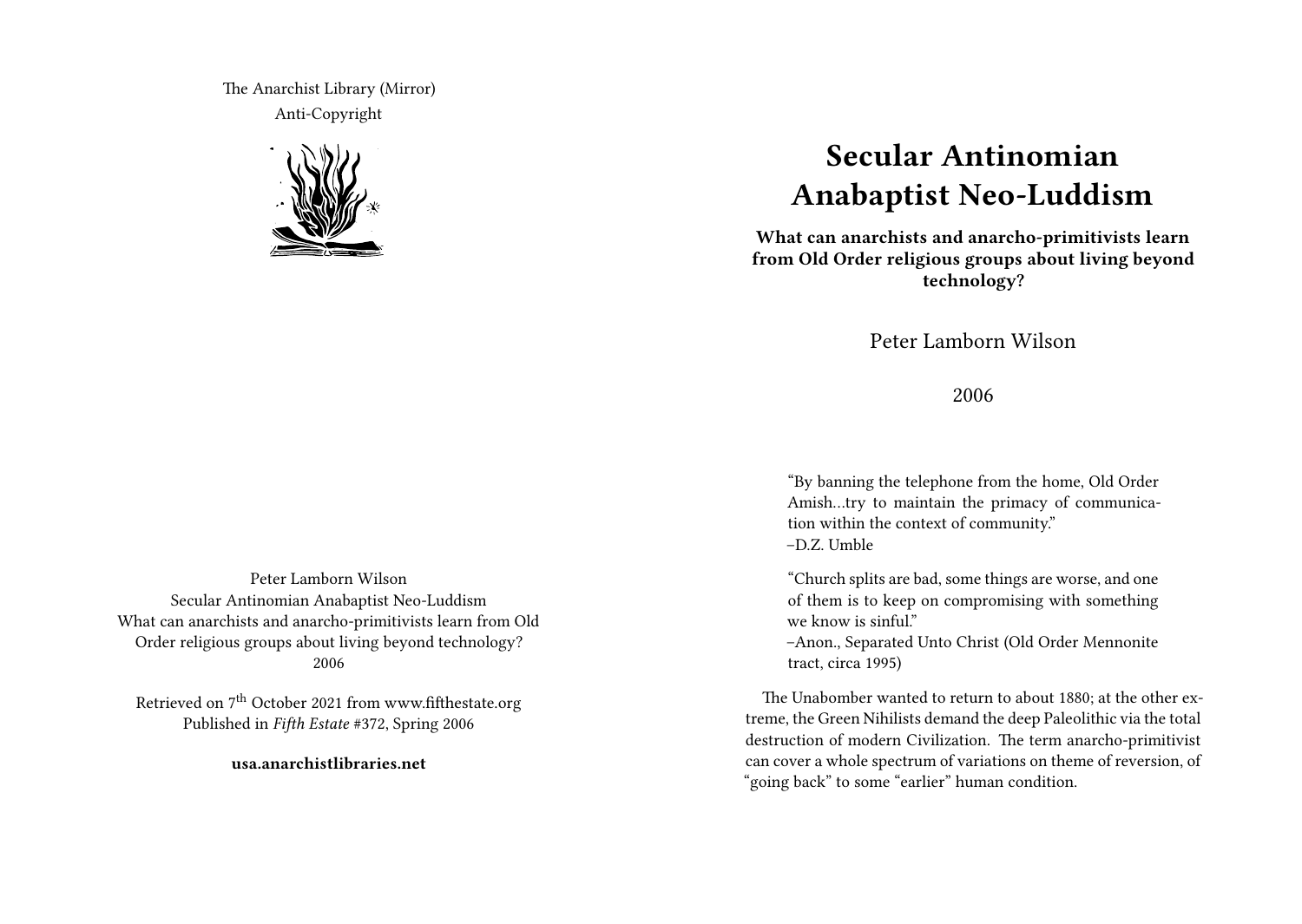The Anarchist Library (Mirror)
Anti-Copyright

Peter Lamborn Wilson
Secular Antinomian Anabaptist Neo-Luddism
What can anarchists and anarcho-primitivists learn from Old Order religious groups about living beyond technology?
2006

Retrieved on 7th October 2021 from www.fifthestate.org
Published in *Fifth Estate* #372, Spring 2006

**usa.anarchistlibraries.net**

# Secular Antinomian Anabaptist Neo-Luddism

**What can anarchists and anarcho-primitivists learn from Old Order religious groups about living beyond technology?**

Peter Lamborn Wilson

2006

> "By banning the telephone from the home, Old Order Amish…try to maintain the primacy of communication within the context of community."
> –D.Z. Umble

> "Church splits are bad, some things are worse, and one of them is to keep on compromising with something we know is sinful."
> –Anon., Separated Unto Christ (Old Order Mennonite tract, circa 1995)

The Unabomber wanted to return to about 1880; at the other extreme, the Green Nihilists demand the deep Paleolithic via the total destruction of modern Civilization. The term anarcho-primitivist can cover a whole spectrum of variations on theme of reversion, of "going back" to some "earlier" human condition.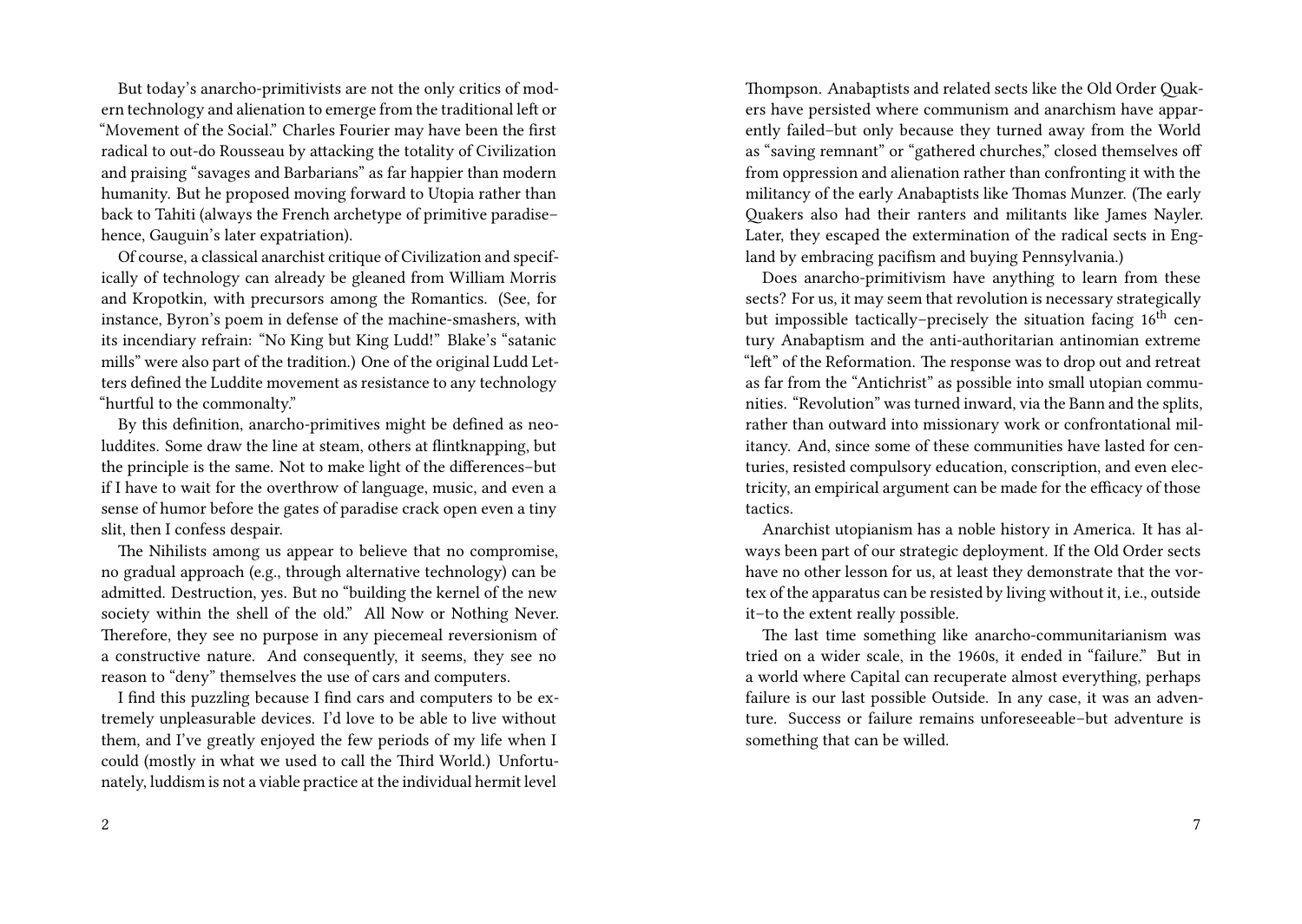But today's anarcho-primitivists are not the only critics of modern technology and alienation to emerge from the traditional left or "Movement of the Social." Charles Fourier may have been the first radical to out-do Rousseau by attacking the totality of Civilization and praising "savages and Barbarians" as far happier than modern humanity. But he proposed moving forward to Utopia rather than back to Tahiti (always the French archetype of primitive paradise–hence, Gauguin's later expatriation).

Of course, a classical anarchist critique of Civilization and specifically of technology can already be gleaned from William Morris and Kropotkin, with precursors among the Romantics. (See, for instance, Byron's poem in defense of the machine-smashers, with its incendiary refrain: "No King but King Ludd!" Blake's "satanic mills" were also part of the tradition.) One of the original Ludd Letters defined the Luddite movement as resistance to any technology "hurtful to the commonalty."

By this definition, anarcho-primitives might be defined as neo-luddites. Some draw the line at steam, others at flintknapping, but the principle is the same. Not to make light of the differences–but if I have to wait for the overthrow of language, music, and even a sense of humor before the gates of paradise crack open even a tiny slit, then I confess despair.

The Nihilists among us appear to believe that no compromise, no gradual approach (e.g., through alternative technology) can be admitted. Destruction, yes. But no "building the kernel of the new society within the shell of the old." All Now or Nothing Never. Therefore, they see no purpose in any piecemeal reversionism of a constructive nature. And consequently, it seems, they see no reason to "deny" themselves the use of cars and computers.

I find this puzzling because I find cars and computers to be extremely unpleasurable devices. I'd love to be able to live without them, and I've greatly enjoyed the few periods of my life when I could (mostly in what we used to call the Third World.) Unfortunately, luddism is not a viable practice at the individual hermit level

Thompson. Anabaptists and related sects like the Old Order Quakers have persisted where communism and anarchism have apparently failed–but only because they turned away from the World as "saving remnant" or "gathered churches," closed themselves off from oppression and alienation rather than confronting it with the militancy of the early Anabaptists like Thomas Munzer. (The early Quakers also had their ranters and militants like James Nayler. Later, they escaped the extermination of the radical sects in England by embracing pacifism and buying Pennsylvania.)

Does anarcho-primitivism have anything to learn from these sects? For us, it may seem that revolution is necessary strategically but impossible tactically–precisely the situation facing 16th century Anabaptism and the anti-authoritarian antinomian extreme "left" of the Reformation. The response was to drop out and retreat as far from the "Antichrist" as possible into small utopian communities. "Revolution" was turned inward, via the Bann and the splits, rather than outward into missionary work or confrontational militancy. And, since some of these communities have lasted for centuries, resisted compulsory education, conscription, and even electricity, an empirical argument can be made for the efficacy of those tactics.

Anarchist utopianism has a noble history in America. It has always been part of our strategic deployment. If the Old Order sects have no other lesson for us, at least they demonstrate that the vortex of the apparatus can be resisted by living without it, i.e., outside it–to the extent really possible.

The last time something like anarcho-communitarianism was tried on a wider scale, in the 1960s, it ended in "failure." But in a world where Capital can recuperate almost everything, perhaps failure is our last possible Outside. In any case, it was an adventure. Success or failure remains unforeseeable–but adventure is something that can be willed.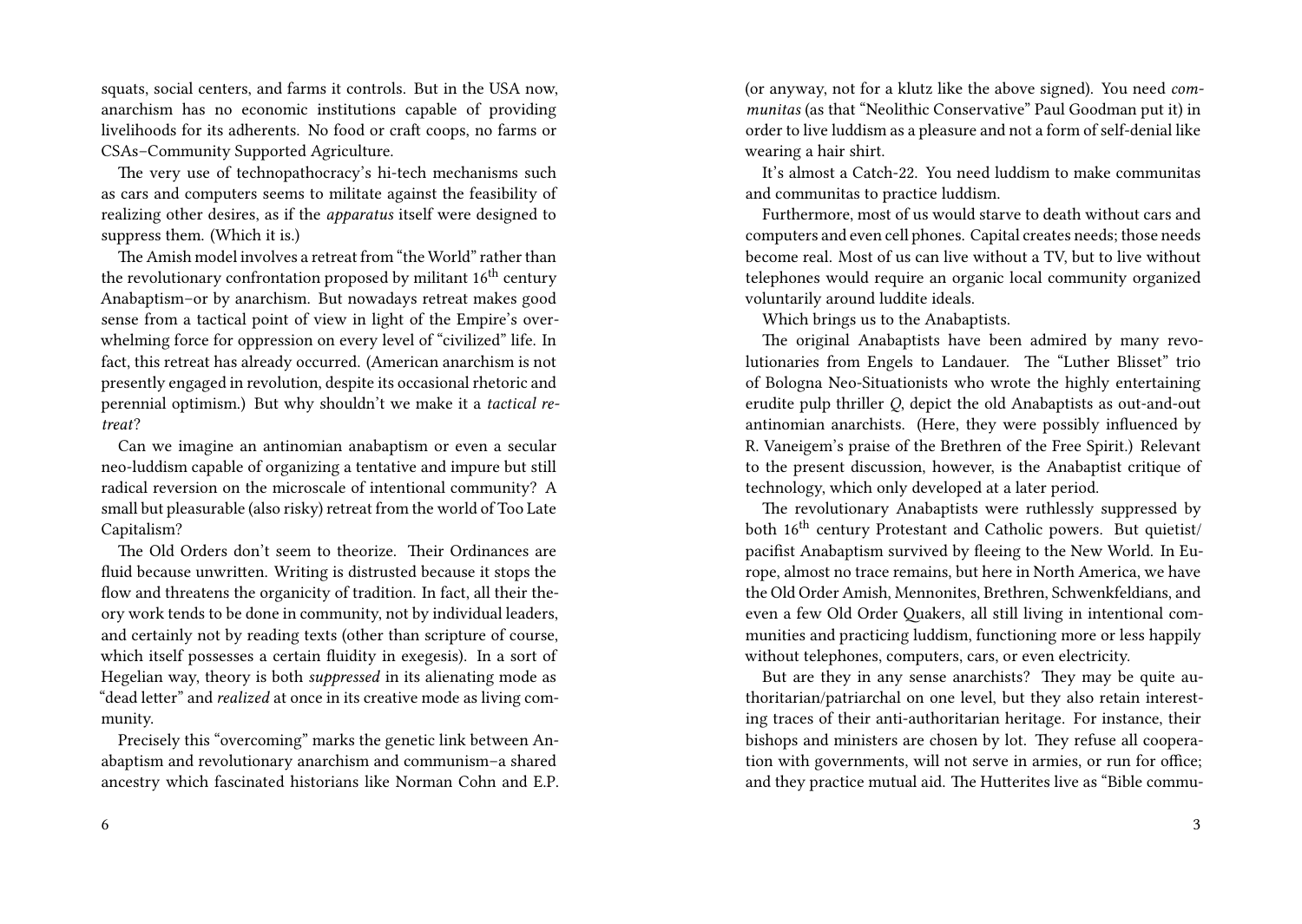squats, social centers, and farms it controls. But in the USA now, anarchism has no economic institutions capable of providing livelihoods for its adherents. No food or craft coops, no farms or CSAs–Community Supported Agriculture.

The very use of technopathocracy's hi-tech mechanisms such as cars and computers seems to militate against the feasibility of realizing other desires, as if the *apparatus* itself were designed to suppress them. (Which it is.)

The Amish model involves a retreat from "the World" rather than the revolutionary confrontation proposed by militant 16th century Anabaptism–or by anarchism. But nowadays retreat makes good sense from a tactical point of view in light of the Empire's overwhelming force for oppression on every level of "civilized" life. In fact, this retreat has already occurred. (American anarchism is not presently engaged in revolution, despite its occasional rhetoric and perennial optimism.) But why shouldn't we make it a *tactical retreat*?

Can we imagine an antinomian anabaptism or even a secular neo-luddism capable of organizing a tentative and impure but still radical reversion on the microscale of intentional community? A small but pleasurable (also risky) retreat from the world of Too Late Capitalism?

The Old Orders don't seem to theorize. Their Ordinances are fluid because unwritten. Writing is distrusted because it stops the flow and threatens the organicity of tradition. In fact, all their theory work tends to be done in community, not by individual leaders, and certainly not by reading texts (other than scripture of course, which itself possesses a certain fluidity in exegesis). In a sort of Hegelian way, theory is both *suppressed* in its alienating mode as "dead letter" and *realized* at once in its creative mode as living community.

Precisely this "overcoming" marks the genetic link between Anabaptism and revolutionary anarchism and communism–a shared ancestry which fascinated historians like Norman Cohn and E.P.

(or anyway, not for a klutz like the above signed). You need *communitas* (as that "Neolithic Conservative" Paul Goodman put it) in order to live luddism as a pleasure and not a form of self-denial like wearing a hair shirt.

It's almost a Catch-22. You need luddism to make communitas and communitas to practice luddism.

Furthermore, most of us would starve to death without cars and computers and even cell phones. Capital creates needs; those needs become real. Most of us can live without a TV, but to live without telephones would require an organic local community organized voluntarily around luddite ideals.

Which brings us to the Anabaptists.

The original Anabaptists have been admired by many revolutionaries from Engels to Landauer. The "Luther Blisset" trio of Bologna Neo-Situationists who wrote the highly entertaining erudite pulp thriller *Q*, depict the old Anabaptists as out-and-out antinomian anarchists. (Here, they were possibly influenced by R. Vaneigem's praise of the Brethren of the Free Spirit.) Relevant to the present discussion, however, is the Anabaptist critique of technology, which only developed at a later period.

The revolutionary Anabaptists were ruthlessly suppressed by both 16th century Protestant and Catholic powers. But quietist/pacifist Anabaptism survived by fleeing to the New World. In Europe, almost no trace remains, but here in North America, we have the Old Order Amish, Mennonites, Brethren, Schwenkfeldians, and even a few Old Order Quakers, all still living in intentional communities and practicing luddism, functioning more or less happily without telephones, computers, cars, or even electricity.

But are they in any sense anarchists? They may be quite authoritarian/patriarchal on one level, but they also retain interesting traces of their anti-authoritarian heritage. For instance, their bishops and ministers are chosen by lot. They refuse all cooperation with governments, will not serve in armies, or run for office; and they practice mutual aid. The Hutterites live as "Bible commu-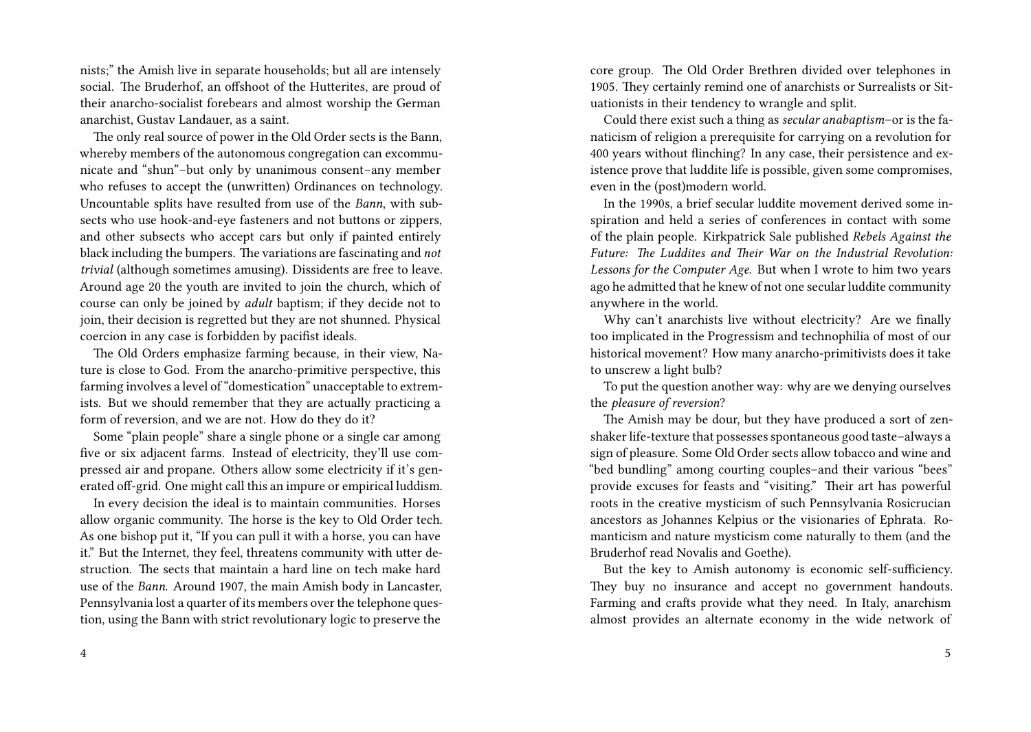nists;" the Amish live in separate households; but all are intensely social. The Bruderhof, an offshoot of the Hutterites, are proud of their anarcho-socialist forebears and almost worship the German anarchist, Gustav Landauer, as a saint.

The only real source of power in the Old Order sects is the Bann, whereby members of the autonomous congregation can excommunicate and "shun"–but only by unanimous consent–any member who refuses to accept the (unwritten) Ordinances on technology. Uncountable splits have resulted from use of the *Bann*, with subsects who use hook-and-eye fasteners and not buttons or zippers, and other subsects who accept cars but only if painted entirely black including the bumpers. The variations are fascinating and *not trivial* (although sometimes amusing). Dissidents are free to leave. Around age 20 the youth are invited to join the church, which of course can only be joined by *adult* baptism; if they decide not to join, their decision is regretted but they are not shunned. Physical coercion in any case is forbidden by pacifist ideals.

The Old Orders emphasize farming because, in their view, Nature is close to God. From the anarcho-primitive perspective, this farming involves a level of "domestication" unacceptable to extremists. But we should remember that they are actually practicing a form of reversion, and we are not. How do they do it?

Some "plain people" share a single phone or a single car among five or six adjacent farms. Instead of electricity, they'll use compressed air and propane. Others allow some electricity if it's generated off-grid. One might call this an impure or empirical luddism.

In every decision the ideal is to maintain communities. Horses allow organic community. The horse is the key to Old Order tech. As one bishop put it, "If you can pull it with a horse, you can have it." But the Internet, they feel, threatens community with utter destruction. The sects that maintain a hard line on tech make hard use of the *Bann*. Around 1907, the main Amish body in Lancaster, Pennsylvania lost a quarter of its members over the telephone question, using the Bann with strict revolutionary logic to preserve the core group. The Old Order Brethren divided over telephones in 1905. They certainly remind one of anarchists or Surrealists or Situationists in their tendency to wrangle and split.

Could there exist such a thing as *secular anabaptism*–or is the fanaticism of religion a prerequisite for carrying on a revolution for 400 years without flinching? In any case, their persistence and existence prove that luddite life is possible, given some compromises, even in the (post)modern world.

In the 1990s, a brief secular luddite movement derived some inspiration and held a series of conferences in contact with some of the plain people. Kirkpatrick Sale published *Rebels Against the Future: The Luddites and Their War on the Industrial Revolution: Lessons for the Computer Age*. But when I wrote to him two years ago he admitted that he knew of not one secular luddite community anywhere in the world.

Why can't anarchists live without electricity? Are we finally too implicated in the Progressism and technophilia of most of our historical movement? How many anarcho-primitivists does it take to unscrew a light bulb?

To put the question another way: why are we denying ourselves the *pleasure of reversion*?

The Amish may be dour, but they have produced a sort of zen-shaker life-texture that possesses spontaneous good taste–always a sign of pleasure. Some Old Order sects allow tobacco and wine and "bed bundling" among courting couples–and their various "bees" provide excuses for feasts and "visiting." Their art has powerful roots in the creative mysticism of such Pennsylvania Rosicrucian ancestors as Johannes Kelpius or the visionaries of Ephrata. Romanticism and nature mysticism come naturally to them (and the Bruderhof read Novalis and Goethe).

But the key to Amish autonomy is economic self-sufficiency. They buy no insurance and accept no government handouts. Farming and crafts provide what they need. In Italy, anarchism almost provides an alternate economy in the wide network of